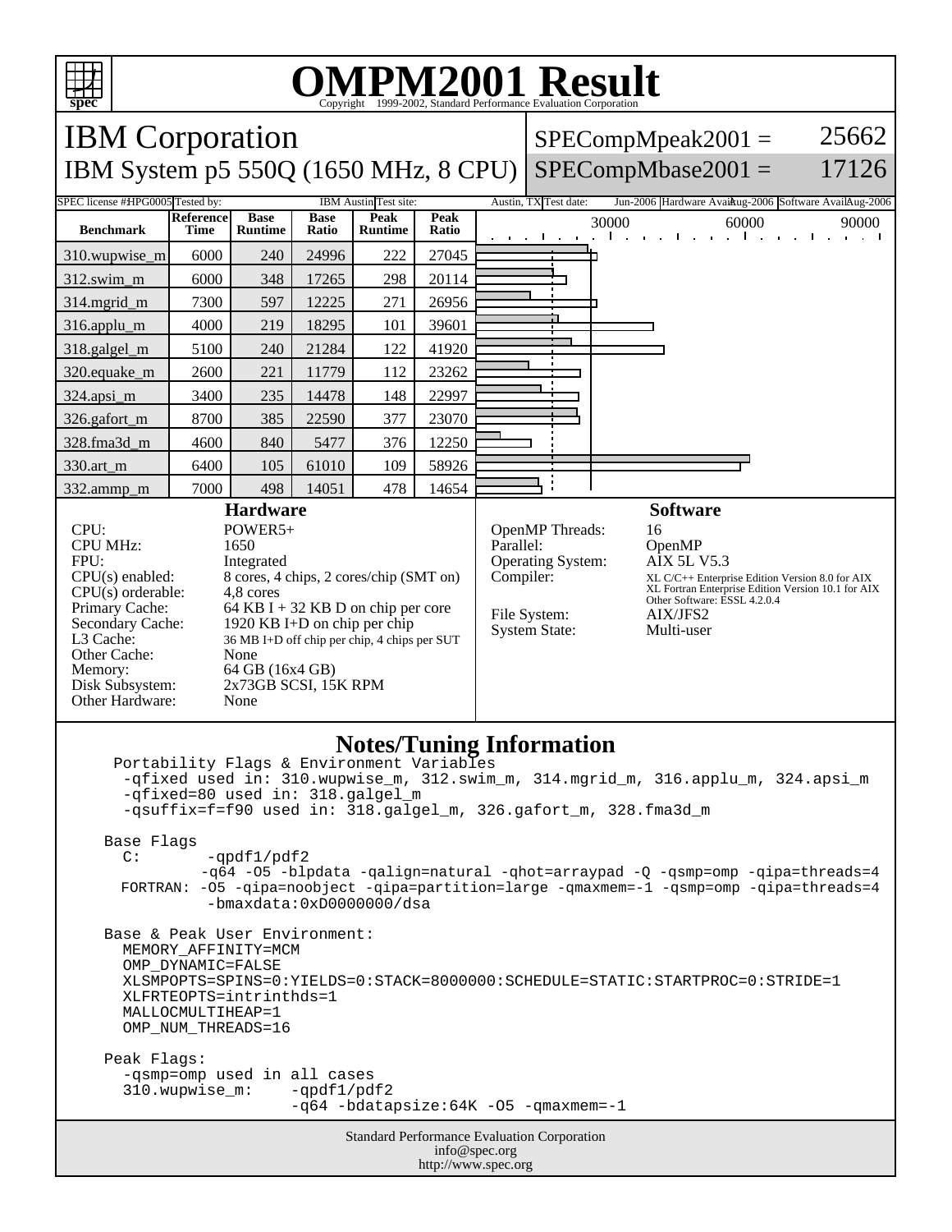# OMPM2001 Result

Copyright 1999-2002, Standard Performance Evaluation Corporation

## IBM Corporation

## IBM System p5 550Q (1650 MHz, 8 CPU)

SPECompMpeak2001 = 25662

SPECompMbase2001 = 17126

SPEC license #: HPG0005 | Tested by: IBM Austin | Test site: Austin, TX | Test date: Jun-2006 | Hardware Avail: Aug-2006 | Software Avail: Aug-2006

| Benchmark | Reference Time | Base Runtime | Base Ratio | Peak Runtime | Peak Ratio |
|---|---|---|---|---|---|
| 310.wupwise_m | 6000 | 240 | 24996 | 222 | 27045 |
| 312.swim_m | 6000 | 348 | 17265 | 298 | 20114 |
| 314.mgrid_m | 7300 | 597 | 12225 | 271 | 26956 |
| 316.applu_m | 4000 | 219 | 18295 | 101 | 39601 |
| 318.galgel_m | 5100 | 240 | 21284 | 122 | 41920 |
| 320.equake_m | 2600 | 221 | 11779 | 112 | 23262 |
| 324.apsi_m | 3400 | 235 | 14478 | 148 | 22997 |
| 326.gafort_m | 8700 | 385 | 22590 | 377 | 23070 |
| 328.fma3d_m | 4600 | 840 | 5477 | 376 | 12250 |
| 330.art_m | 6400 | 105 | 61010 | 109 | 58926 |
| 332.ammp_m | 7000 | 498 | 14051 | 478 | 14654 |

### Hardware

| | |
|---|---|
| CPU: | POWER5+ |
| CPU MHz: | 1650 |
| FPU: | Integrated |
| CPU(s) enabled: | 8 cores, 4 chips, 2 cores/chip (SMT on) |
| CPU(s) orderable: | 4,8 cores |
| Primary Cache: | 64 KB I + 32 KB D on chip per core |
| Secondary Cache: | 1920 KB I+D on chip per chip |
| L3 Cache: | 36 MB I+D off chip per chip, 4 chips per SUT |
| Other Cache: | None |
| Memory: | 64 GB (16x4 GB) |
| Disk Subsystem: | 2x73GB SCSI, 15K RPM |
| Other Hardware: | None |

### Software

| | |
|---|---|
| OpenMP Threads: | 16 |
| Parallel: | OpenMP |
| Operating System: | AIX 5L V5.3 |
| Compiler: | XL C/C++ Enterprise Edition Version 8.0 for AIX<br>XL Fortran Enterprise Edition Version 10.1 for AIX<br>Other Software: ESSL 4.2.0.4 |
| File System: | AIX/JFS2 |
| System State: | Multi-user |

### Notes/Tuning Information

```
 Portability Flags & Environment Variables
  -qfixed used in: 310.wupwise_m, 312.swim_m, 314.mgrid_m, 316.applu_m, 324.apsi_m
  -qfixed=80 used in: 318.galgel_m
  -qsuffix=f=f90 used in: 318.galgel_m, 326.gafort_m, 328.fma3d_m

Base Flags
  C:       -qpdf1/pdf2
          -q64 -O5 -blpdata -qalign=natural -qhot=arraypad -Q -qsmp=omp -qipa=threads=4
  FORTRAN: -O5 -qipa=noobject -qipa=partition=large -qmaxmem=-1 -qsmp=omp -qipa=threads=4
          -bmaxdata:0xD0000000/dsa

Base & Peak User Environment:
  MEMORY_AFFINITY=MCM
  OMP_DYNAMIC=FALSE
  XLSMPOPTS=SPINS=0:YIELDS=0:STACK=8000000:SCHEDULE=STATIC:STARTPROC=0:STRIDE=1
  XLFRTEOPTS=intrinthds=1
  MALLOCMULTIHEAP=1
  OMP_NUM_THREADS=16

Peak Flags:
  -qsmp=omp used in all cases
  310.wupwise_m:    -qpdf1/pdf2
                    -q64 -bdatapsize:64K -O5 -qmaxmem=-1
```

Standard Performance Evaluation Corporation
info@spec.org
http://www.spec.org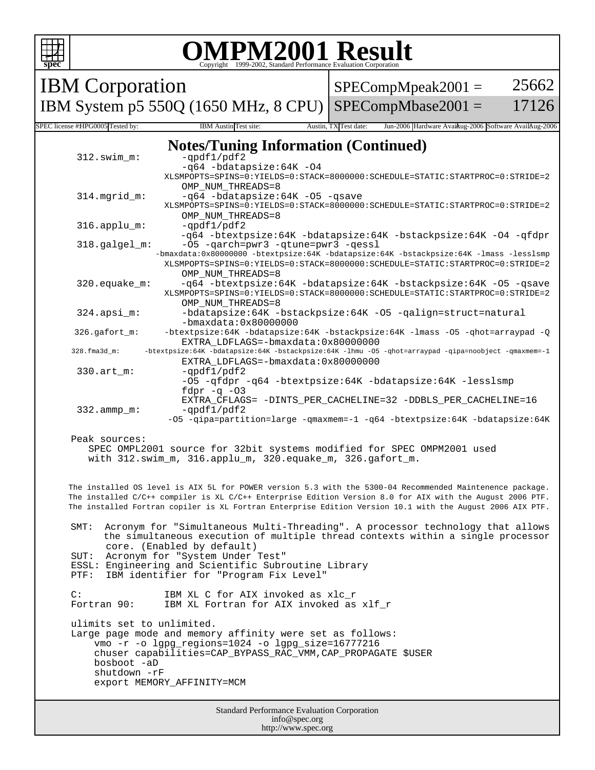# OMPM2001 Result

Copyright 1999-2002, Standard Performance Evaluation Corporation

| IBM Corporation | SPECompMpeak2001 = | 25662 |
|---|---|---|
| IBM System p5 550Q (1650 MHz, 8 CPU) | SPECompMbase2001 = | 17126 |

SPEC license #: HPG0005 | Tested by: IBM Austin | Test site: Austin, TX | Test date: Jun-2006 | Hardware Avail: Aug-2006 | Software Avail: Aug-2006

## Notes/Tuning Information (Continued)

```
312.swim_m:       -qpdf1/pdf2
                  -q64 -bdatapsize:64K -O4
                  XLSMPOPTS=SPINS=0:YIELDS=0:STACK=8000000:SCHEDULE=STATIC:STARTPROC=0:STRIDE=2
                  OMP_NUM_THREADS=8
314.mgrid_m:      -q64 -bdatapsize:64K -O5 -qsave
                  XLSMPOPTS=SPINS=0:YIELDS=0:STACK=8000000:SCHEDULE=STATIC:STARTPROC=0:STRIDE=2
                  OMP_NUM_THREADS=8
316.applu_m:      -qpdf1/pdf2
                  -q64 -btextpsize:64K -bdatapsize:64K -bstackpsize:64K -O4 -qfdpr
318.galgel_m:     -O5 -qarch=pwr3 -qtune=pwr3 -qessl
                  -bmaxdata:0x80000000 -btextpsize:64K -bdatapsize:64K -bstackpsize:64K -lmass -lesslsmp
                  XLSMPOPTS=SPINS=0:YIELDS=0:STACK=8000000:SCHEDULE=STATIC:STARTPROC=0:STRIDE=2
                  OMP_NUM_THREADS=8
320.equake_m:     -q64 -btextpsize:64K -bdatapsize:64K -bstackpsize:64K -O5 -qsave
                  XLSMPOPTS=SPINS=0:YIELDS=0:STACK=8000000:SCHEDULE=STATIC:STARTPROC=0:STRIDE=2
                  OMP_NUM_THREADS=8
324.apsi_m:       -bdatapsize:64K -bstackpsize:64K -O5 -qalign=struct=natural
                  -bmaxdata:0x80000000
326.gafort_m:     -btextpsize:64K -bdatapsize:64K -bstackpsize:64K -lmass -O5 -qhot=arraypad -Q
                  EXTRA_LDFLAGS=-bmaxdata:0x80000000
328.fma3d_m:      -btextpsize:64K -bdatapsize:64K -bstackpsize:64K -lhmu -O5 -qhot=arraypad -qipa=noobject -qmaxmem=-1
                  EXTRA_LDFLAGS=-bmaxdata:0x80000000
330.art_m:        -qpdf1/pdf2
                  -O5 -qfdpr -q64 -btextpsize:64K -bdatapsize:64K -lesslsmp
                  fdpr -q -O3
                  EXTRA_CFLAGS= -DINTS_PER_CACHELINE=32 -DDBLS_PER_CACHELINE=16
332.ammp_m:       -qpdf1/pdf2
                  -O5 -qipa=partition=large -qmaxmem=-1 -q64 -btextpsize:64K -bdatapsize:64K
```

Peak sources:
SPEC OMPL2001 source for 32bit systems modified for SPEC OMPM2001 used with 312.swim_m, 316.applu_m, 320.equake_m, 326.gafort_m.

The installed OS level is AIX 5L for POWER version 5.3 with the 5300-04 Recommended Maintenence package.
The installed C/C++ compiler is XL C/C++ Enterprise Edition Version 8.0 for AIX with the August 2006 PTF.
The installed Fortran copiler is XL Fortran Enterprise Edition Version 10.1 with the August 2006 AIX PTF.

SMT: Acronym for "Simultaneous Multi-Threading". A processor technology that allows the simultaneous execution of multiple thread contexts within a single processor core. (Enabled by default)
SUT: Acronym for "System Under Test"
ESSL: Engineering and Scientific Subroutine Library
PTF: IBM identifier for "Program Fix Level"

C: IBM XL C for AIX invoked as xlc_r
Fortran 90: IBM XL Fortran for AIX invoked as xlf_r

ulimits set to unlimited.
Large page mode and memory affinity were set as follows:

```
vmo -r -o lgpg_regions=1024 -o lgpg_size=16777216
chuser capabilities=CAP_BYPASS_RAC_VMM,CAP_PROPAGATE $USER
bosboot -aD
shutdown -rF
export MEMORY_AFFINITY=MCM
```

Standard Performance Evaluation Corporation
info@spec.org
http://www.spec.org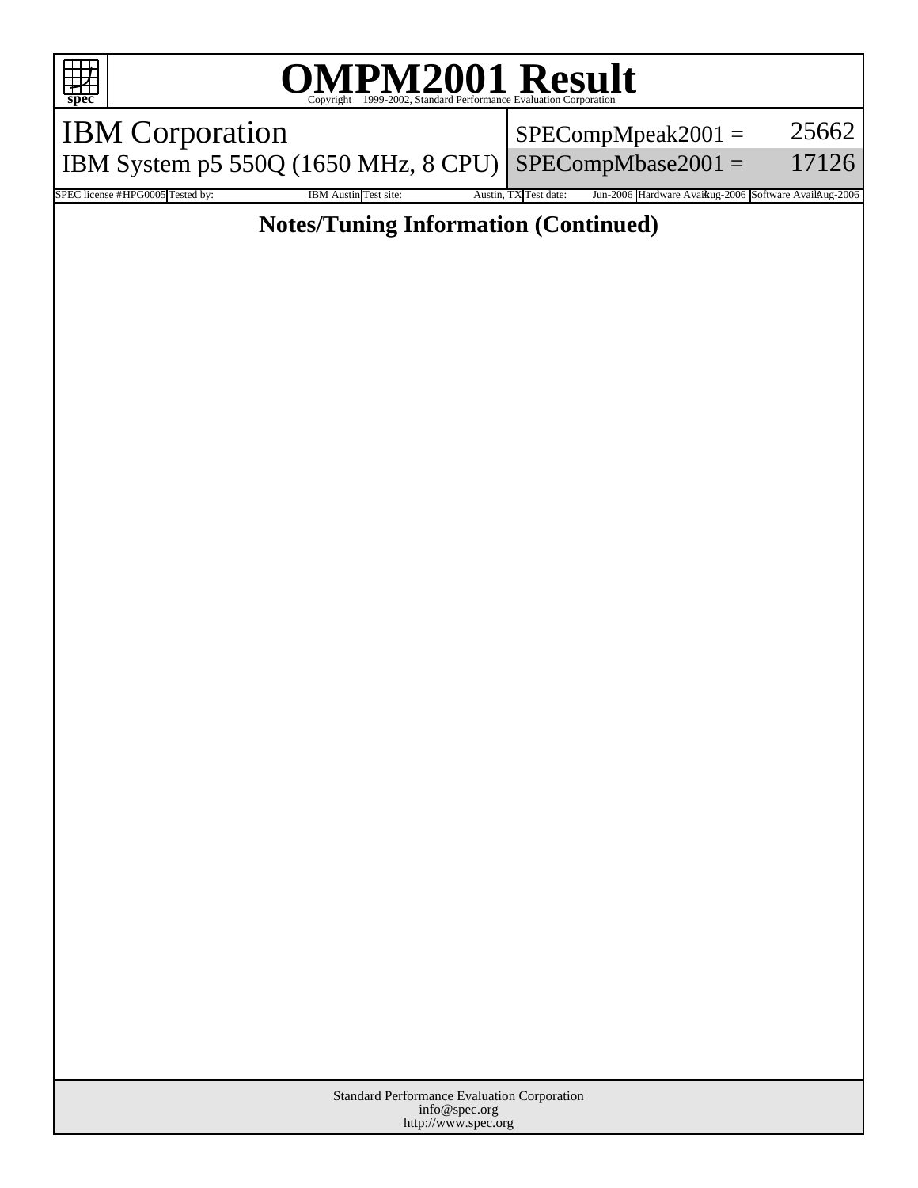# OMPM2001 Result

Copyright 1999-2002, Standard Performance Evaluation Corporation

IBM Corporation

IBM System p5 550Q (1650 MHz, 8 CPU)

SPECompMpeak2001 = 25662

SPECompMbase2001 = 17126

| SPEC license #: HPG0005 | Tested by: IBM Austin | Test site: Austin, TX | Test date: Jun-2006 | Hardware Avail: Aug-2006 | Software Avail: Aug-2006 |
|---|---|---|---|---|---|

## Notes/Tuning Information (Continued)

Standard Performance Evaluation Corporation
info@spec.org
http://www.spec.org